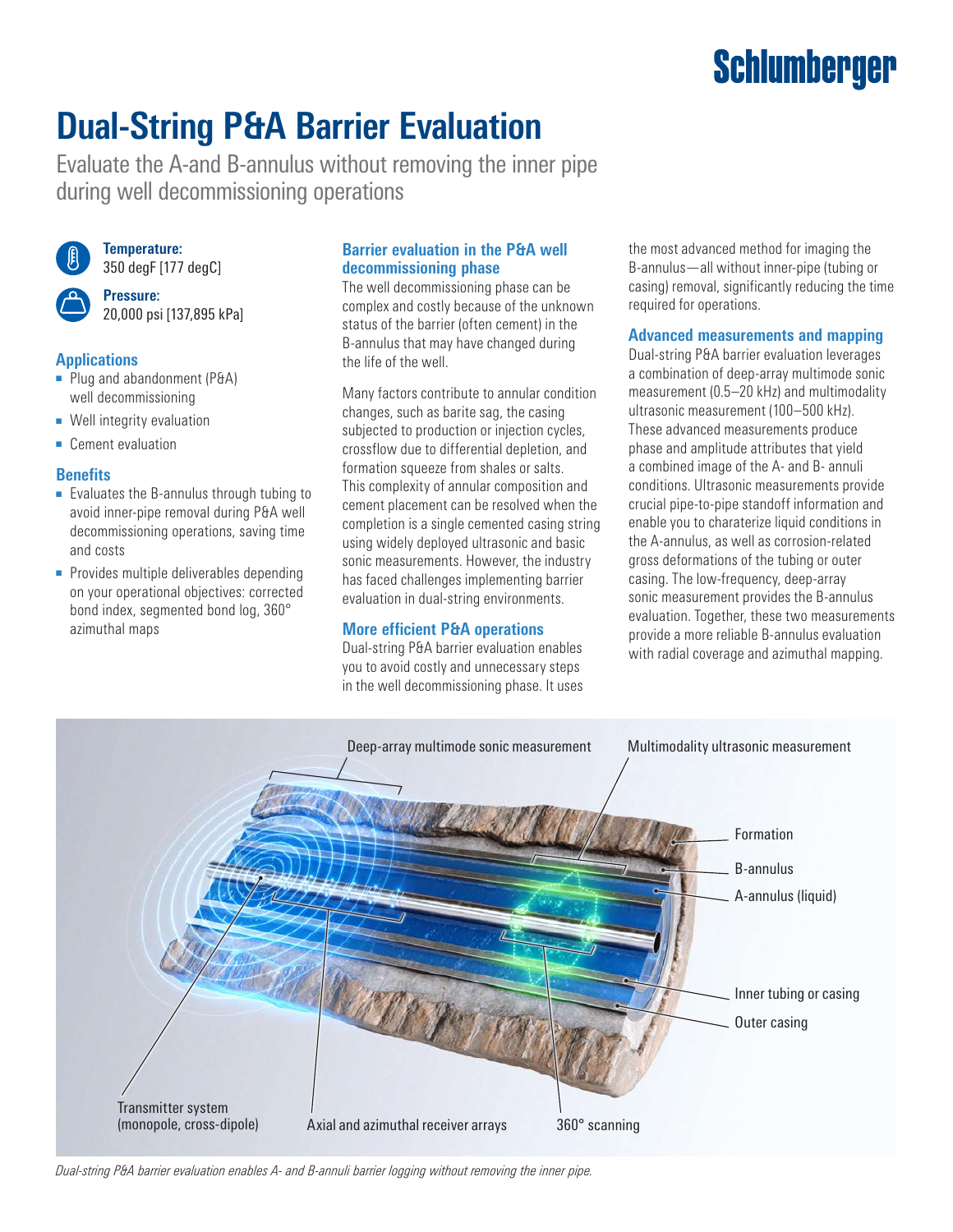# Dual-String P&A Barrier Evaluation

Evaluate the A-and B-annulus without removing the inner pipe during well decommissioning operations

**Temperature:**
350 degF [177 degC]

**Pressure:**
20,000 psi [137,895 kPa]

## Applications

- Plug and abandonment (P&A) well decommissioning
- Well integrity evaluation
- Cement evaluation

## Benefits

- Evaluates the B-annulus through tubing to avoid inner-pipe removal during P&A well decommissioning operations, saving time and costs
- Provides multiple deliverables depending on your operational objectives: corrected bond index, segmented bond log, 360° azimuthal maps

## Barrier evaluation in the P&A well decommissioning phase

The well decommissioning phase can be complex and costly because of the unknown status of the barrier (often cement) in the B-annulus that may have changed during the life of the well.

Many factors contribute to annular condition changes, such as barite sag, the casing subjected to production or injection cycles, crossflow due to differential depletion, and formation squeeze from shales or salts. This complexity of annular composition and cement placement can be resolved when the completion is a single cemented casing string using widely deployed ultrasonic and basic sonic measurements. However, the industry has faced challenges implementing barrier evaluation in dual-string environments.

## More efficient P&A operations

Dual-string P&A barrier evaluation enables you to avoid costly and unnecessary steps in the well decommissioning phase. It uses the most advanced method for imaging the B-annulus—all without inner-pipe (tubing or casing) removal, significantly reducing the time required for operations.

## Advanced measurements and mapping

Dual-string P&A barrier evaluation leverages a combination of deep-array multimode sonic measurement (0.5–20 kHz) and multimodality ultrasonic measurement (100–500 kHz). These advanced measurements produce phase and amplitude attributes that yield a combined image of the A- and B- annuli conditions. Ultrasonic measurements provide crucial pipe-to-pipe standoff information and enable you to charaterize liquid conditions in the A-annulus, as well as corrosion-related gross deformations of the tubing or outer casing. The low-frequency, deep-array sonic measurement provides the B-annulus evaluation. Together, these two measurements provide a more reliable B-annulus evaluation with radial coverage and azimuthal mapping.

Deep-array multimode sonic measurement
Multimodality ultrasonic measurement
Formation
B-annulus
A-annulus (liquid)
Inner tubing or casing
Outer casing
Transmitter system (monopole, cross-dipole)
Axial and azimuthal receiver arrays
360° scanning

*Dual-string P&A barrier evaluation enables A- and B-annuli barrier logging without removing the inner pipe.*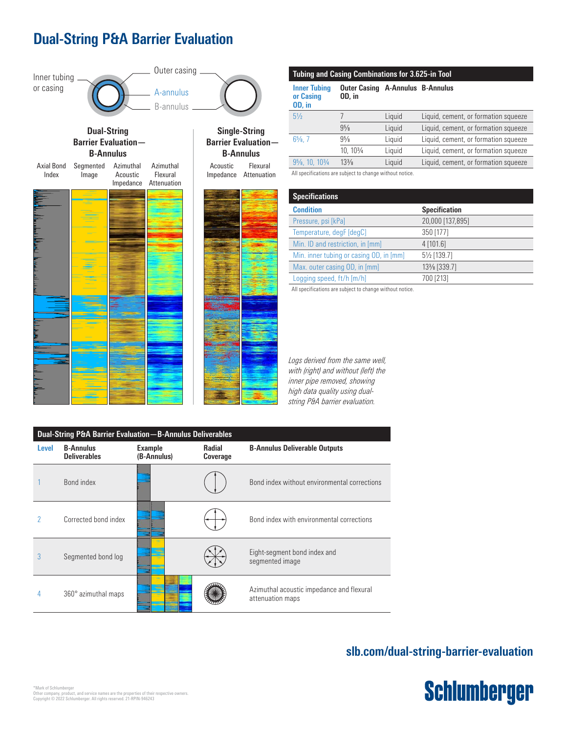# Dual-String P&A Barrier Evaluation

Inner tubing or casing

Outer casing

A-annulus

B-annulus

**Dual-String Barrier Evaluation—B-Annulus**

Axial Bond Index

Segmented Image

Azimuthal Acoustic Impedance

Azimuthal Flexural Attenuation

**Single-String Barrier Evaluation—B-Annulus**

Acoustic Impedance

Flexural Attenuation

*Logs derived from the same well, with (right) and without (left) the inner pipe removed, showing high data quality using dual-string P&A barrier evaluation.*

**Tubing and Casing Combinations for 3.625-in Tool**

| Inner Tubing or Casing OD, in | Outer Casing OD, in | A-Annulus | B-Annulus |
|---|---|---|---|
| 5½ | 7 | Liquid | Liquid, cement, or formation squeeze |
| | 9⅝ | Liquid | Liquid, cement, or formation squeeze |
| 6⅝, 7 | 9⅝ | Liquid | Liquid, cement, or formation squeeze |
| | 10, 10¾ | Liquid | Liquid, cement, or formation squeeze |
| 9⅝, 10, 10¾ | 13⅜ | Liquid | Liquid, cement, or formation squeeze |

All specifications are subject to change without notice.

**Specifications**

| Condition | Specification |
|---|---|
| Pressure, psi [kPa] | 20,000 [137,895] |
| Temperature, degF [degC] | 350 [177] |
| Min. ID and restriction, in [mm] | 4 [101.6] |
| Min. inner tubing or casing OD, in [mm] | 5½ [139.7] |
| Max. outer casing OD, in [mm] | 13⅜ [339.7] |
| Logging speed, ft/h [m/h] | 700 [213] |

All specifications are subject to change without notice.

**Dual-String P&A Barrier Evaluation—B-Annulus Deliverables**

| Level | B-Annulus Deliverables | Example (B-Annulus) | Radial Coverage | B-Annulus Deliverable Outputs |
|---|---|---|---|---|
| 1 | Bond index | | | Bond index without environmental corrections |
| 2 | Corrected bond index | | | Bond index with environmental corrections |
| 3 | Segmented bond log | | | Eight-segment bond index and segmented image |
| 4 | 360° azimuthal maps | | | Azimuthal acoustic impedance and flexural attenuation maps |

**slb.com/dual-string-barrier-evaluation**

*Mark of Schlumberger
Other company, product, and service names are the properties of their respective owners.
Copyright © 2022 Schlumberger. All rights reserved. 21-RPIN-946243

Schlumberger